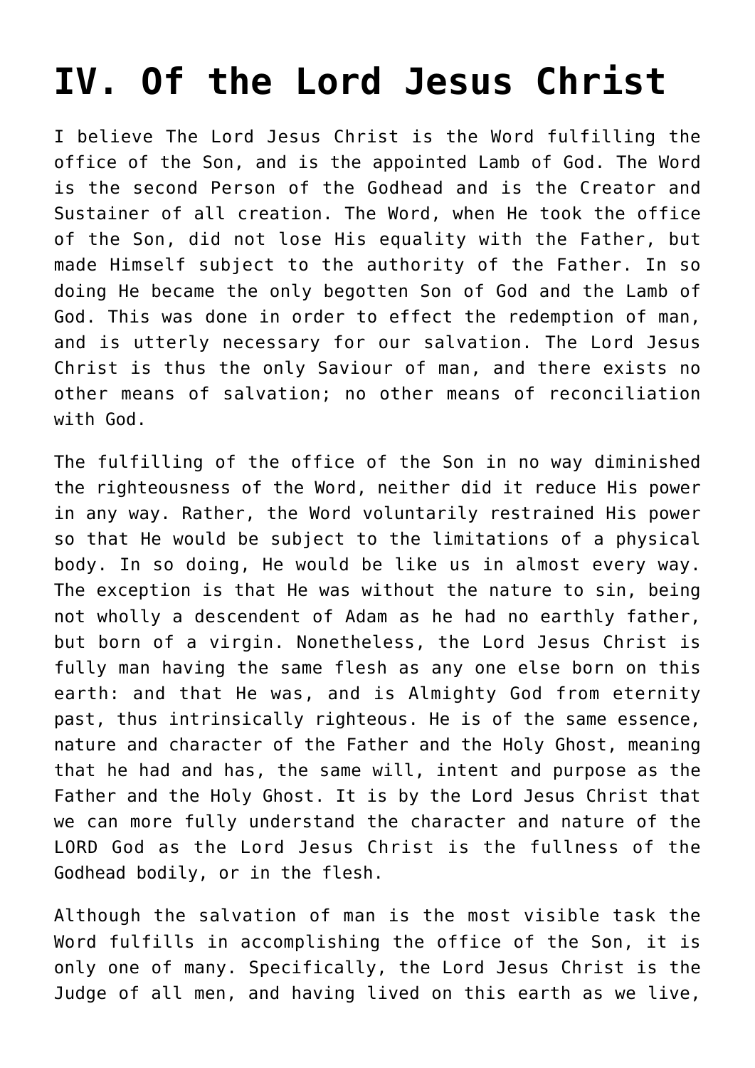# IV. Of the Lord Jesus Christ

I believe The Lord Jesus Christ is the Word fulfilling the office of the Son, and is the appointed Lamb of God. The Word is the second Person of the Godhead and is the Creator and Sustainer of all creation. The Word, when He took the office of the Son, did not lose His equality with the Father, but made Himself subject to the authority of the Father. In so doing He became the only begotten Son of God and the Lamb of God. This was done in order to effect the redemption of man, and is utterly necessary for our salvation. The Lord Jesus Christ is thus the only Saviour of man, and there exists no other means of salvation; no other means of reconciliation with God.

The fulfilling of the office of the Son in no way diminished the righteousness of the Word, neither did it reduce His power in any way. Rather, the Word voluntarily restrained His power so that He would be subject to the limitations of a physical body. In so doing, He would be like us in almost every way. The exception is that He was without the nature to sin, being not wholly a descendent of Adam as he had no earthly father, but born of a virgin. Nonetheless, the Lord Jesus Christ is fully man having the same flesh as any one else born on this earth: and that He was, and is Almighty God from eternity past, thus intrinsically righteous. He is of the same essence, nature and character of the Father and the Holy Ghost, meaning that he had and has, the same will, intent and purpose as the Father and the Holy Ghost. It is by the Lord Jesus Christ that we can more fully understand the character and nature of the LORD God as the Lord Jesus Christ is the fullness of the Godhead bodily, or in the flesh.

Although the salvation of man is the most visible task the Word fulfills in accomplishing the office of the Son, it is only one of many. Specifically, the Lord Jesus Christ is the Judge of all men, and having lived on this earth as we live,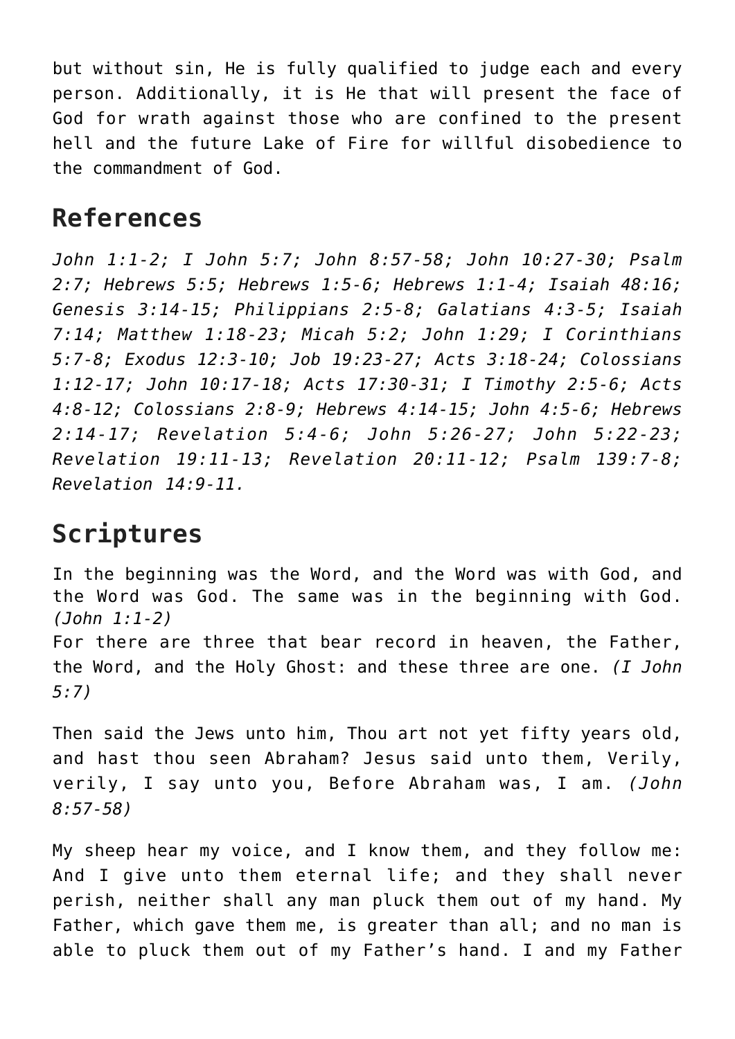but without sin, He is fully qualified to judge each and every person. Additionally, it is He that will present the face of God for wrath against those who are confined to the present hell and the future Lake of Fire for willful disobedience to the commandment of God.

## References

*John 1:1-2; I John 5:7; John 8:57-58; John 10:27-30; Psalm 2:7; Hebrews 5:5; Hebrews 1:5-6; Hebrews 1:1-4; Isaiah 48:16; Genesis 3:14-15; Philippians 2:5-8; Galatians 4:3-5; Isaiah 7:14; Matthew 1:18-23; Micah 5:2; John 1:29; I Corinthians 5:7-8; Exodus 12:3-10; Job 19:23-27; Acts 3:18-24; Colossians 1:12-17; John 10:17-18; Acts 17:30-31; I Timothy 2:5-6; Acts 4:8-12; Colossians 2:8-9; Hebrews 4:14-15; John 4:5-6; Hebrews 2:14-17; Revelation 5:4-6; John 5:26-27; John 5:22-23; Revelation 19:11-13; Revelation 20:11-12; Psalm 139:7-8; Revelation 14:9-11.*

## Scriptures

In the beginning was the Word, and the Word was with God, and the Word was God. The same was in the beginning with God. *(John 1:1-2)*
For there are three that bear record in heaven, the Father, the Word, and the Holy Ghost: and these three are one. *(I John 5:7)*

Then said the Jews unto him, Thou art not yet fifty years old, and hast thou seen Abraham? Jesus said unto them, Verily, verily, I say unto you, Before Abraham was, I am. *(John 8:57-58)*

My sheep hear my voice, and I know them, and they follow me: And I give unto them eternal life; and they shall never perish, neither shall any man pluck them out of my hand. My Father, which gave them me, is greater than all; and no man is able to pluck them out of my Father's hand. I and my Father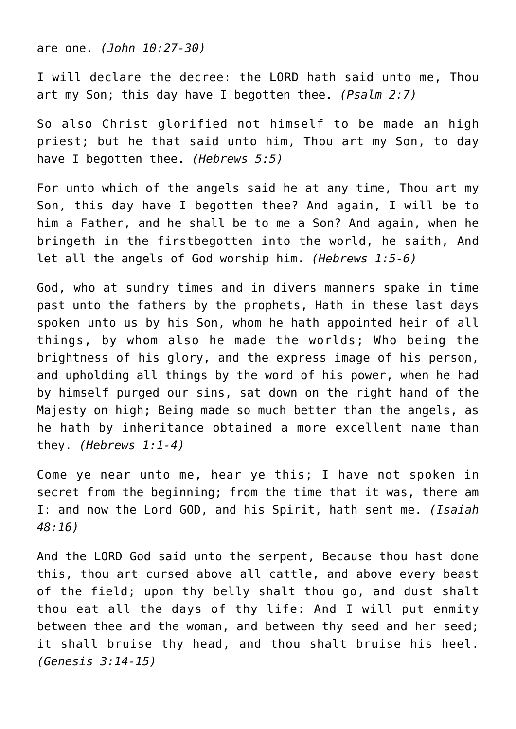are one. *(John 10:27-30)*

I will declare the decree: the LORD hath said unto me, Thou art my Son; this day have I begotten thee. *(Psalm 2:7)*

So also Christ glorified not himself to be made an high priest; but he that said unto him, Thou art my Son, to day have I begotten thee. *(Hebrews 5:5)*

For unto which of the angels said he at any time, Thou art my Son, this day have I begotten thee? And again, I will be to him a Father, and he shall be to me a Son? And again, when he bringeth in the firstbegotten into the world, he saith, And let all the angels of God worship him. *(Hebrews 1:5-6)*

God, who at sundry times and in divers manners spake in time past unto the fathers by the prophets, Hath in these last days spoken unto us by his Son, whom he hath appointed heir of all things, by whom also he made the worlds; Who being the brightness of his glory, and the express image of his person, and upholding all things by the word of his power, when he had by himself purged our sins, sat down on the right hand of the Majesty on high; Being made so much better than the angels, as he hath by inheritance obtained a more excellent name than they. *(Hebrews 1:1-4)*

Come ye near unto me, hear ye this; I have not spoken in secret from the beginning; from the time that it was, there am I: and now the Lord GOD, and his Spirit, hath sent me. *(Isaiah 48:16)*

And the LORD God said unto the serpent, Because thou hast done this, thou art cursed above all cattle, and above every beast of the field; upon thy belly shalt thou go, and dust shalt thou eat all the days of thy life: And I will put enmity between thee and the woman, and between thy seed and her seed; it shall bruise thy head, and thou shalt bruise his heel. *(Genesis 3:14-15)*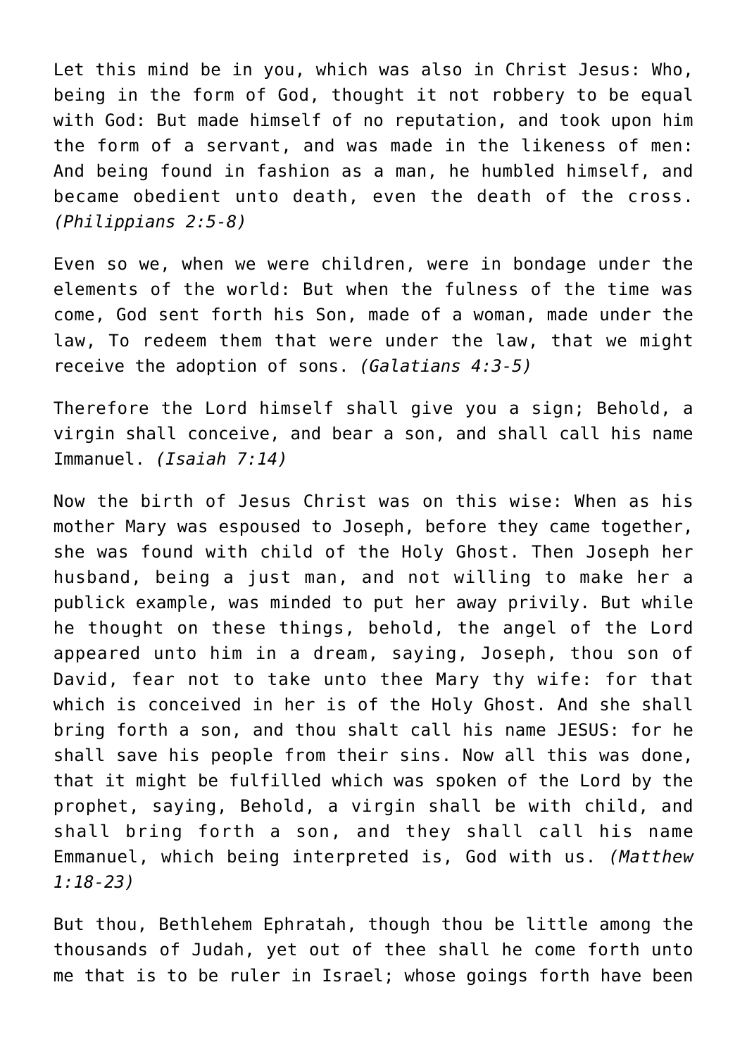Let this mind be in you, which was also in Christ Jesus: Who, being in the form of God, thought it not robbery to be equal with God: But made himself of no reputation, and took upon him the form of a servant, and was made in the likeness of men: And being found in fashion as a man, he humbled himself, and became obedient unto death, even the death of the cross. *(Philippians 2:5-8)*

Even so we, when we were children, were in bondage under the elements of the world: But when the fulness of the time was come, God sent forth his Son, made of a woman, made under the law, To redeem them that were under the law, that we might receive the adoption of sons. *(Galatians 4:3-5)*

Therefore the Lord himself shall give you a sign; Behold, a virgin shall conceive, and bear a son, and shall call his name Immanuel. *(Isaiah 7:14)*

Now the birth of Jesus Christ was on this wise: When as his mother Mary was espoused to Joseph, before they came together, she was found with child of the Holy Ghost. Then Joseph her husband, being a just man, and not willing to make her a publick example, was minded to put her away privily. But while he thought on these things, behold, the angel of the Lord appeared unto him in a dream, saying, Joseph, thou son of David, fear not to take unto thee Mary thy wife: for that which is conceived in her is of the Holy Ghost. And she shall bring forth a son, and thou shalt call his name JESUS: for he shall save his people from their sins. Now all this was done, that it might be fulfilled which was spoken of the Lord by the prophet, saying, Behold, a virgin shall be with child, and shall bring forth a son, and they shall call his name Emmanuel, which being interpreted is, God with us. *(Matthew 1:18-23)*

But thou, Bethlehem Ephratah, though thou be little among the thousands of Judah, yet out of thee shall he come forth unto me that is to be ruler in Israel; whose goings forth have been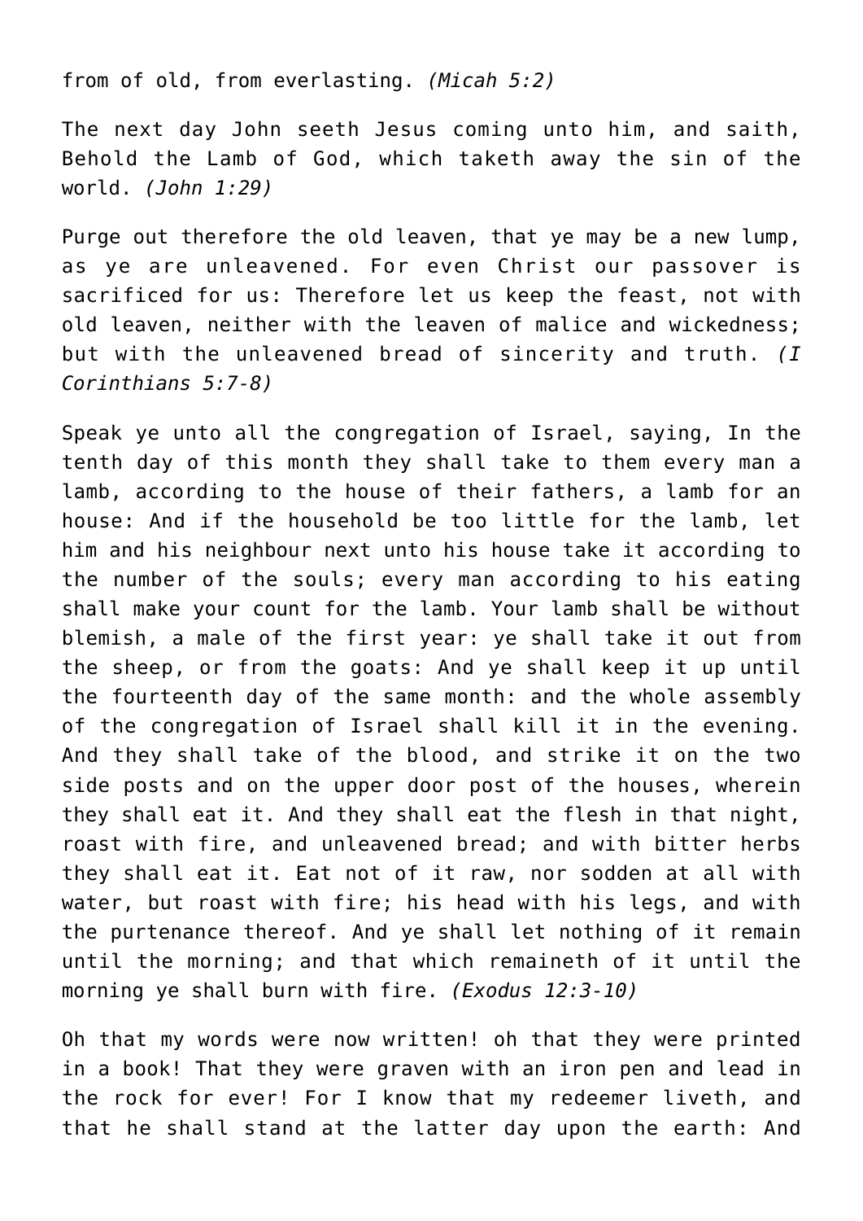from of old, from everlasting. *(Micah 5:2)*

The next day John seeth Jesus coming unto him, and saith, Behold the Lamb of God, which taketh away the sin of the world. *(John 1:29)*

Purge out therefore the old leaven, that ye may be a new lump, as ye are unleavened. For even Christ our passover is sacrificed for us: Therefore let us keep the feast, not with old leaven, neither with the leaven of malice and wickedness; but with the unleavened bread of sincerity and truth. *(I Corinthians 5:7-8)*

Speak ye unto all the congregation of Israel, saying, In the tenth day of this month they shall take to them every man a lamb, according to the house of their fathers, a lamb for an house: And if the household be too little for the lamb, let him and his neighbour next unto his house take it according to the number of the souls; every man according to his eating shall make your count for the lamb. Your lamb shall be without blemish, a male of the first year: ye shall take it out from the sheep, or from the goats: And ye shall keep it up until the fourteenth day of the same month: and the whole assembly of the congregation of Israel shall kill it in the evening. And they shall take of the blood, and strike it on the two side posts and on the upper door post of the houses, wherein they shall eat it. And they shall eat the flesh in that night, roast with fire, and unleavened bread; and with bitter herbs they shall eat it. Eat not of it raw, nor sodden at all with water, but roast with fire; his head with his legs, and with the purtenance thereof. And ye shall let nothing of it remain until the morning; and that which remaineth of it until the morning ye shall burn with fire. *(Exodus 12:3-10)*

Oh that my words were now written! oh that they were printed in a book! That they were graven with an iron pen and lead in the rock for ever! For I know that my redeemer liveth, and that he shall stand at the latter day upon the earth: And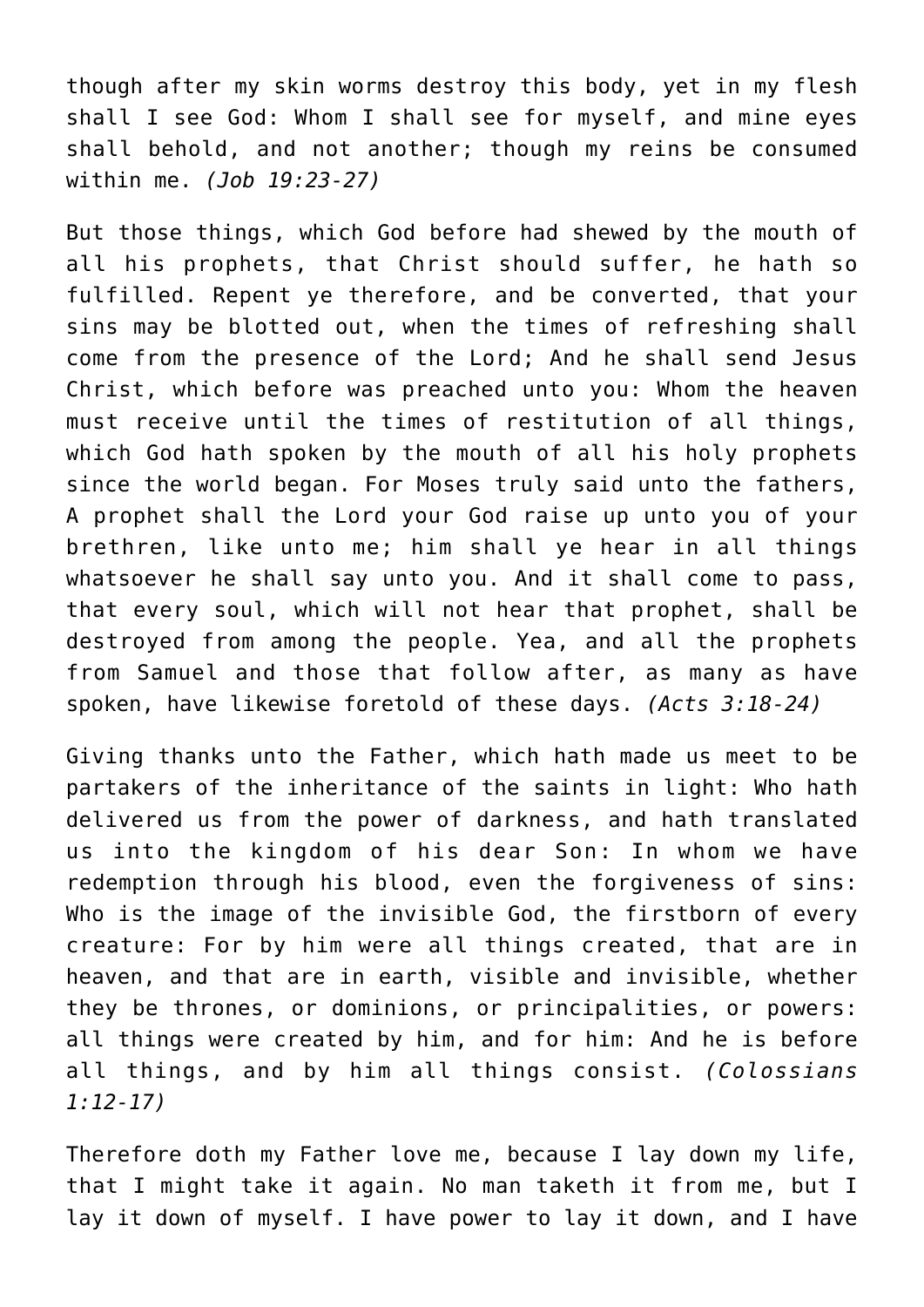though after my skin worms destroy this body, yet in my flesh shall I see God: Whom I shall see for myself, and mine eyes shall behold, and not another; though my reins be consumed within me. *(Job 19:23-27)*

But those things, which God before had shewed by the mouth of all his prophets, that Christ should suffer, he hath so fulfilled. Repent ye therefore, and be converted, that your sins may be blotted out, when the times of refreshing shall come from the presence of the Lord; And he shall send Jesus Christ, which before was preached unto you: Whom the heaven must receive until the times of restitution of all things, which God hath spoken by the mouth of all his holy prophets since the world began. For Moses truly said unto the fathers, A prophet shall the Lord your God raise up unto you of your brethren, like unto me; him shall ye hear in all things whatsoever he shall say unto you. And it shall come to pass, that every soul, which will not hear that prophet, shall be destroyed from among the people. Yea, and all the prophets from Samuel and those that follow after, as many as have spoken, have likewise foretold of these days. *(Acts 3:18-24)*

Giving thanks unto the Father, which hath made us meet to be partakers of the inheritance of the saints in light: Who hath delivered us from the power of darkness, and hath translated us into the kingdom of his dear Son: In whom we have redemption through his blood, even the forgiveness of sins: Who is the image of the invisible God, the firstborn of every creature: For by him were all things created, that are in heaven, and that are in earth, visible and invisible, whether they be thrones, or dominions, or principalities, or powers: all things were created by him, and for him: And he is before all things, and by him all things consist. *(Colossians 1:12-17)*

Therefore doth my Father love me, because I lay down my life, that I might take it again. No man taketh it from me, but I lay it down of myself. I have power to lay it down, and I have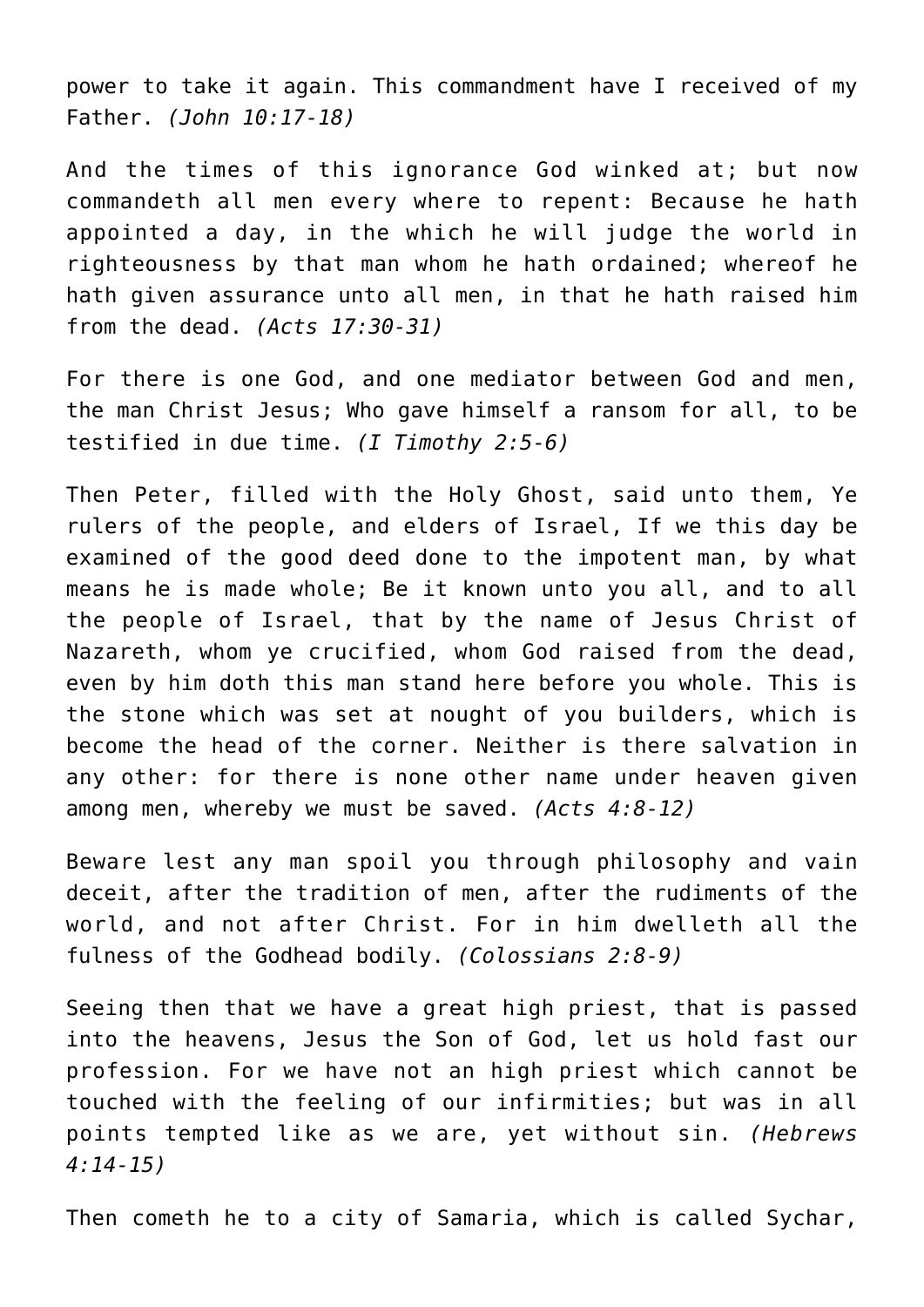power to take it again. This commandment have I received of my Father. *(John 10:17-18)*

And the times of this ignorance God winked at; but now commandeth all men every where to repent: Because he hath appointed a day, in the which he will judge the world in righteousness by that man whom he hath ordained; whereof he hath given assurance unto all men, in that he hath raised him from the dead. *(Acts 17:30-31)*

For there is one God, and one mediator between God and men, the man Christ Jesus; Who gave himself a ransom for all, to be testified in due time. *(I Timothy 2:5-6)*

Then Peter, filled with the Holy Ghost, said unto them, Ye rulers of the people, and elders of Israel, If we this day be examined of the good deed done to the impotent man, by what means he is made whole; Be it known unto you all, and to all the people of Israel, that by the name of Jesus Christ of Nazareth, whom ye crucified, whom God raised from the dead, even by him doth this man stand here before you whole. This is the stone which was set at nought of you builders, which is become the head of the corner. Neither is there salvation in any other: for there is none other name under heaven given among men, whereby we must be saved. *(Acts 4:8-12)*

Beware lest any man spoil you through philosophy and vain deceit, after the tradition of men, after the rudiments of the world, and not after Christ. For in him dwelleth all the fulness of the Godhead bodily. *(Colossians 2:8-9)*

Seeing then that we have a great high priest, that is passed into the heavens, Jesus the Son of God, let us hold fast our profession. For we have not an high priest which cannot be touched with the feeling of our infirmities; but was in all points tempted like as we are, yet without sin. *(Hebrews 4:14-15)*

Then cometh he to a city of Samaria, which is called Sychar,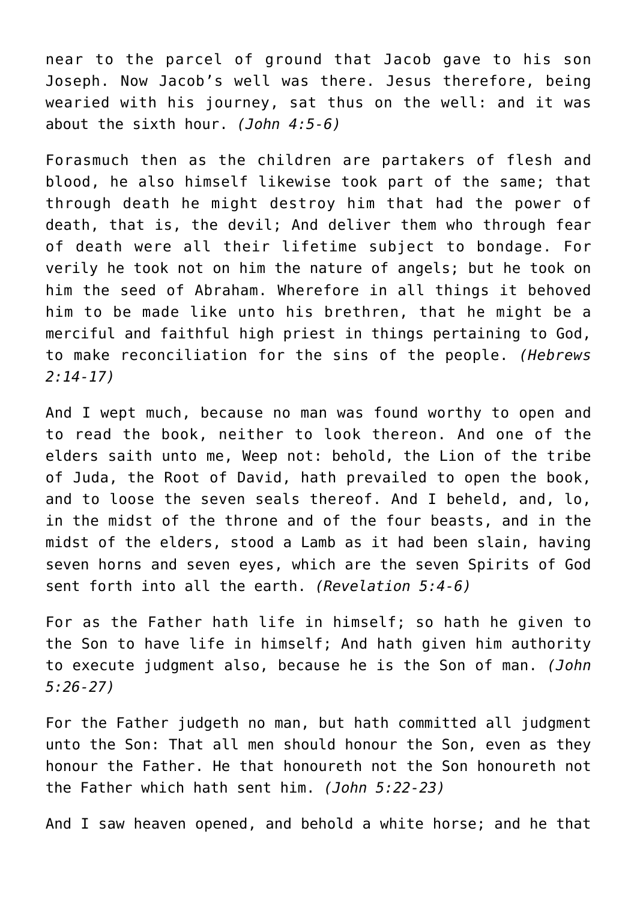near to the parcel of ground that Jacob gave to his son Joseph. Now Jacob's well was there. Jesus therefore, being wearied with his journey, sat thus on the well: and it was about the sixth hour. *(John 4:5-6)*

Forasmuch then as the children are partakers of flesh and blood, he also himself likewise took part of the same; that through death he might destroy him that had the power of death, that is, the devil; And deliver them who through fear of death were all their lifetime subject to bondage. For verily he took not on him the nature of angels; but he took on him the seed of Abraham. Wherefore in all things it behoved him to be made like unto his brethren, that he might be a merciful and faithful high priest in things pertaining to God, to make reconciliation for the sins of the people. *(Hebrews 2:14-17)*

And I wept much, because no man was found worthy to open and to read the book, neither to look thereon. And one of the elders saith unto me, Weep not: behold, the Lion of the tribe of Juda, the Root of David, hath prevailed to open the book, and to loose the seven seals thereof. And I beheld, and, lo, in the midst of the throne and of the four beasts, and in the midst of the elders, stood a Lamb as it had been slain, having seven horns and seven eyes, which are the seven Spirits of God sent forth into all the earth. *(Revelation 5:4-6)*

For as the Father hath life in himself; so hath he given to the Son to have life in himself; And hath given him authority to execute judgment also, because he is the Son of man. *(John 5:26-27)*

For the Father judgeth no man, but hath committed all judgment unto the Son: That all men should honour the Son, even as they honour the Father. He that honoureth not the Son honoureth not the Father which hath sent him. *(John 5:22-23)*

And I saw heaven opened, and behold a white horse; and he that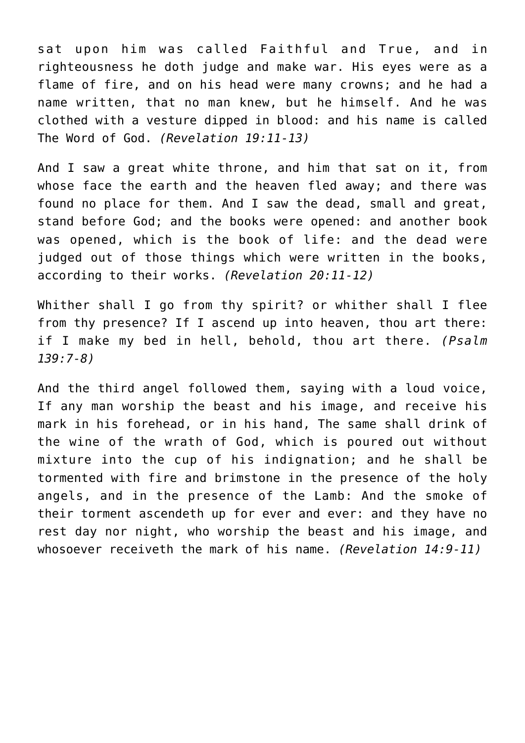sat upon him was called Faithful and True, and in righteousness he doth judge and make war. His eyes were as a flame of fire, and on his head were many crowns; and he had a name written, that no man knew, but he himself. And he was clothed with a vesture dipped in blood: and his name is called The Word of God. *(Revelation 19:11-13)*

And I saw a great white throne, and him that sat on it, from whose face the earth and the heaven fled away; and there was found no place for them. And I saw the dead, small and great, stand before God; and the books were opened: and another book was opened, which is the book of life: and the dead were judged out of those things which were written in the books, according to their works. *(Revelation 20:11-12)*

Whither shall I go from thy spirit? or whither shall I flee from thy presence? If I ascend up into heaven, thou art there: if I make my bed in hell, behold, thou art there. *(Psalm 139:7-8)*

And the third angel followed them, saying with a loud voice, If any man worship the beast and his image, and receive his mark in his forehead, or in his hand, The same shall drink of the wine of the wrath of God, which is poured out without mixture into the cup of his indignation; and he shall be tormented with fire and brimstone in the presence of the holy angels, and in the presence of the Lamb: And the smoke of their torment ascendeth up for ever and ever: and they have no rest day nor night, who worship the beast and his image, and whosoever receiveth the mark of his name. *(Revelation 14:9-11)*